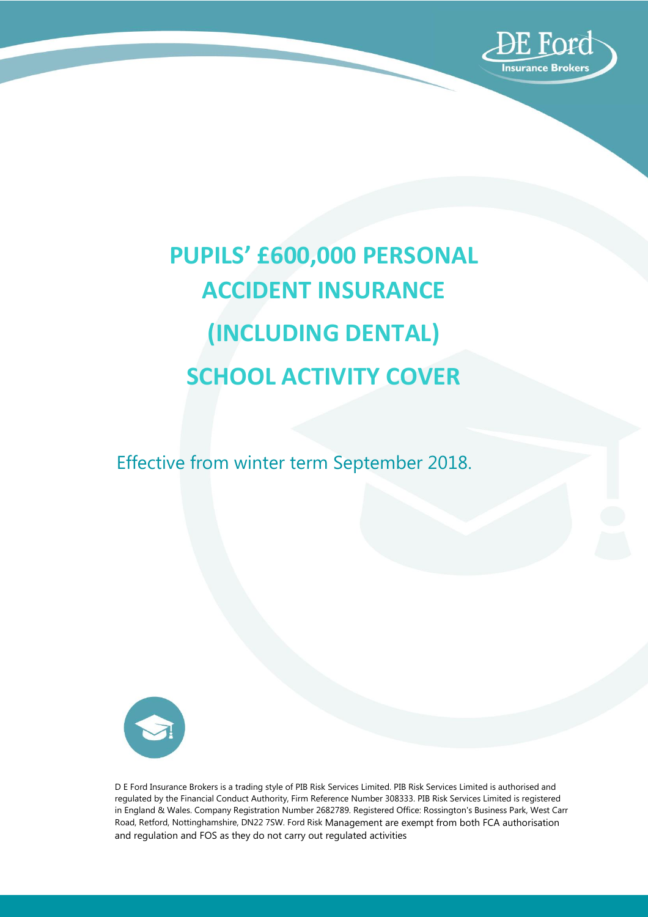# PUPILS' £600,000 PERSONAL ACCIDENT INSURANCE (INCLUDING DENTAL) SCHOOL ACTIVITY COVER

Effective from winter term September 2018.

D E Ford Insurance Brokers is a trading style of PIB Risk Services Limited. PIB Risk Services Limited is authorised and regulated by the Financial Conduct Authority, Firm Reference Number 308333. PIB Risk Services Limited is registered in England & Wales. Company Registration Number 2682789. Registered Office: Rossington's Business Park, West Carr Road, Retford, Nottinghamshire, DN22 7SW. Ford Risk Management are exempt from both FCA authorisation and regulation and FOS as they do not carry out regulated activities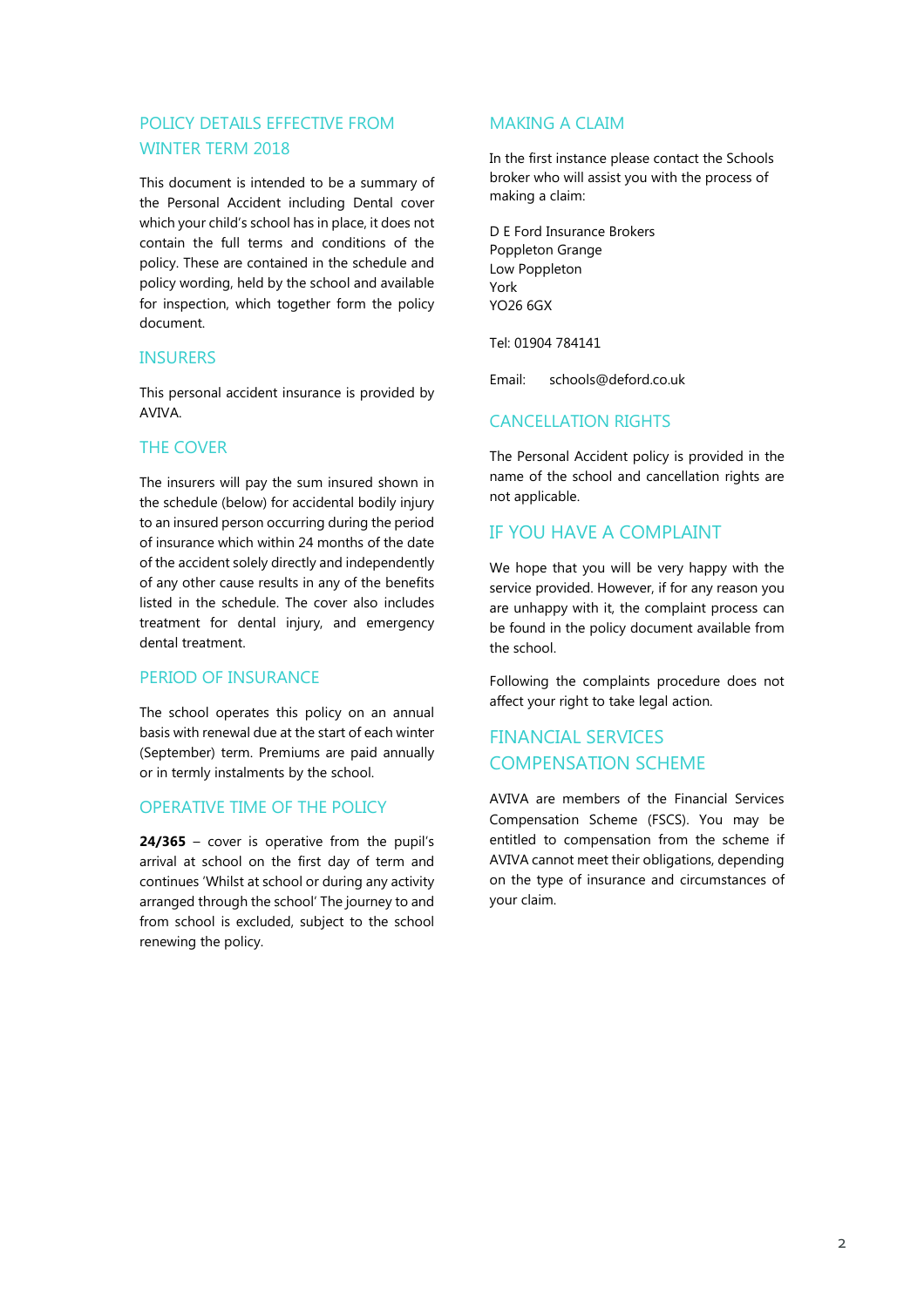## POLICY DETAILS EFFECTIVE FROM WINTER TERM 2018

This document is intended to be a summary of the Personal Accident including Dental cover which your child's school has in place, it does not contain the full terms and conditions of the policy. These are contained in the schedule and policy wording, held by the school and available for inspection, which together form the policy document.

## INSURERS

This personal accident insurance is provided by AVIVA.

## THE COVER

The insurers will pay the sum insured shown in the schedule (below) for accidental bodily injury to an insured person occurring during the period of insurance which within 24 months of the date of the accident solely directly and independently of any other cause results in any of the benefits listed in the schedule. The cover also includes treatment for dental injury, and emergency dental treatment.

## PERIOD OF INSURANCE

The school operates this policy on an annual basis with renewal due at the start of each winter (September) term. Premiums are paid annually or in termly instalments by the school.

## OPERATIVE TIME OF THE POLICY

**24/365** – cover is operative from the pupil's arrival at school on the first day of term and continues 'Whilst at school or during any activity arranged through the school' The journey to and from school is excluded, subject to the school renewing the policy.

## MAKING A CLAIM

In the first instance please contact the Schools broker who will assist you with the process of making a claim:

D E Ford Insurance Brokers
Poppleton Grange
Low Poppleton
York
YO26 6GX

Tel: 01904 784141

Email: schools@deford.co.uk

## CANCELLATION RIGHTS

The Personal Accident policy is provided in the name of the school and cancellation rights are not applicable.

## IF YOU HAVE A COMPLAINT

We hope that you will be very happy with the service provided. However, if for any reason you are unhappy with it, the complaint process can be found in the policy document available from the school.

Following the complaints procedure does not affect your right to take legal action.

## FINANCIAL SERVICES COMPENSATION SCHEME

AVIVA are members of the Financial Services Compensation Scheme (FSCS). You may be entitled to compensation from the scheme if AVIVA cannot meet their obligations, depending on the type of insurance and circumstances of your claim.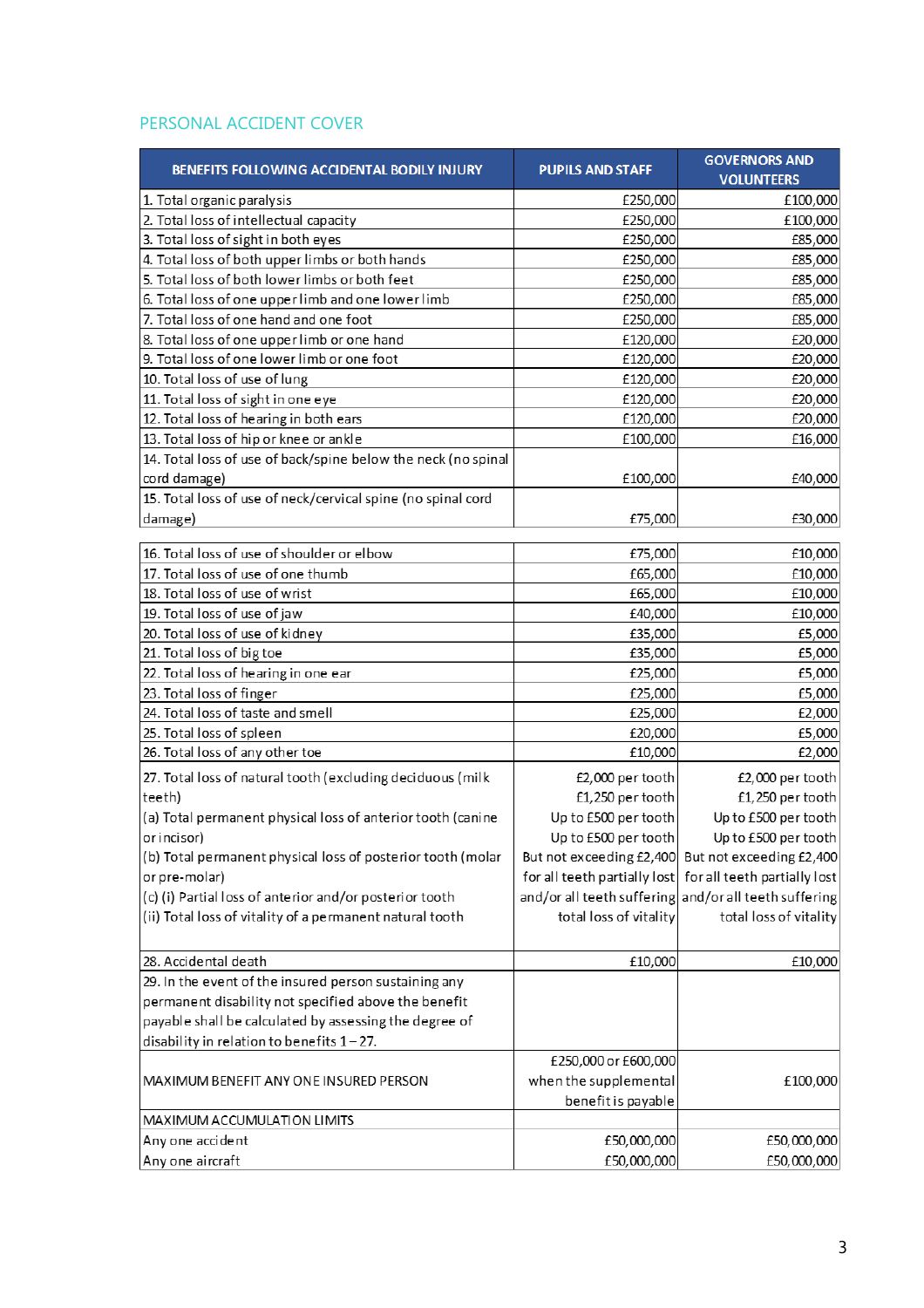## PERSONAL ACCIDENT COVER

| BENEFITS FOLLOWING ACCIDENTAL BODILY INJURY | PUPILS AND STAFF | GOVERNORS AND VOLUNTEERS |
|---|---|---|
| 1. Total organic paralysis | £250,000 | £100,000 |
| 2. Total loss of intellectual capacity | £250,000 | £100,000 |
| 3. Total loss of sight in both eyes | £250,000 | £85,000 |
| 4. Total loss of both upper limbs or both hands | £250,000 | £85,000 |
| 5. Total loss of both lower limbs or both feet | £250,000 | £85,000 |
| 6. Total loss of one upper limb and one lower limb | £250,000 | £85,000 |
| 7. Total loss of one hand and one foot | £250,000 | £85,000 |
| 8. Total loss of one upper limb or one hand | £120,000 | £20,000 |
| 9. Total loss of one lower limb or one foot | £120,000 | £20,000 |
| 10. Total loss of use of lung | £120,000 | £20,000 |
| 11. Total loss of sight in one eye | £120,000 | £20,000 |
| 12. Total loss of hearing in both ears | £120,000 | £20,000 |
| 13. Total loss of hip or knee or ankle | £100,000 | £16,000 |
| 14. Total loss of use of back/spine below the neck (no spinal cord damage) | £100,000 | £40,000 |
| 15. Total loss of use of neck/cervical spine (no spinal cord damage) | £75,000 | £30,000 |
| 16. Total loss of use of shoulder or elbow | £75,000 | £10,000 |
| 17. Total loss of use of one thumb | £65,000 | £10,000 |
| 18. Total loss of use of wrist | £65,000 | £10,000 |
| 19. Total loss of use of jaw | £40,000 | £10,000 |
| 20. Total loss of use of kidney | £35,000 | £5,000 |
| 21. Total loss of big toe | £35,000 | £5,000 |
| 22. Total loss of hearing in one ear | £25,000 | £5,000 |
| 23. Total loss of finger | £25,000 | £5,000 |
| 24. Total loss of taste and smell | £25,000 | £2,000 |
| 25. Total loss of spleen | £20,000 | £5,000 |
| 26. Total loss of any other toe | £10,000 | £2,000 |
| 27. Total loss of natural tooth (excluding deciduous (milk teeth)<br>(a) Total permanent physical loss of anterior tooth (canine or incisor)<br>(b) Total permanent physical loss of posterior tooth (molar or pre-molar)<br>(c) (i) Partial loss of anterior and/or posterior tooth<br>(ii) Total loss of vitality of a permanent natural tooth | £2,000 per tooth<br>£1,250 per tooth<br>Up to £500 per tooth<br>Up to £500 per tooth<br>But not exceeding £2,400 for all teeth partially lost and/or all teeth suffering total loss of vitality | £2,000 per tooth<br>£1,250 per tooth<br>Up to £500 per tooth<br>Up to £500 per tooth<br>But not exceeding £2,400 for all teeth partially lost and/or all teeth suffering total loss of vitality |
| 28. Accidental death | £10,000 | £10,000 |
| 29. In the event of the insured person sustaining any permanent disability not specified above the benefit payable shall be calculated by assessing the degree of disability in relation to benefits 1 – 27. | | |
| MAXIMUM BENEFIT ANY ONE INSURED PERSON | £250,000 or £600,000 when the supplemental benefit is payable | £100,000 |
| MAXIMUM ACCUMULATION LIMITS | | |
| Any one accident | £50,000,000 | £50,000,000 |
| Any one aircraft | £50,000,000 | £50,000,000 |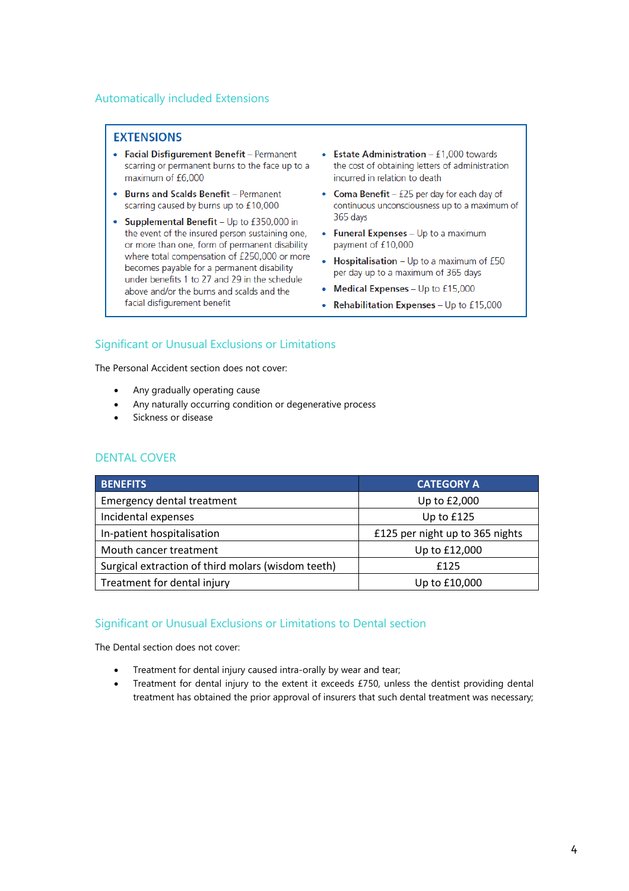## Automatically included Extensions

### EXTENSIONS

- **Facial Disfigurement Benefit** – Permanent scarring or permanent burns to the face up to a maximum of £6,000
- **Burns and Scalds Benefit** – Permanent scarring caused by burns up to £10,000
- **Supplemental Benefit** – Up to £350,000 in the event of the insured person sustaining one, or more than one, form of permanent disability where total compensation of £250,000 or more becomes payable for a permanent disability under benefits 1 to 27 and 29 in the schedule above and/or the burns and scalds and the facial disfigurement benefit
- **Estate Administration** – £1,000 towards the cost of obtaining letters of administration incurred in relation to death
- **Coma Benefit** – £25 per day for each day of continuous unconsciousness up to a maximum of 365 days
- **Funeral Expenses** – Up to a maximum payment of £10,000
- **Hospitalisation** – Up to a maximum of £50 per day up to a maximum of 365 days
- **Medical Expenses** – Up to £15,000
- **Rehabilitation Expenses** – Up to £15,000

## Significant or Unusual Exclusions or Limitations

The Personal Accident section does not cover:

- Any gradually operating cause
- Any naturally occurring condition or degenerative process
- Sickness or disease

## DENTAL COVER

| BENEFITS | CATEGORY A |
|---|---|
| Emergency dental treatment | Up to £2,000 |
| Incidental expenses | Up to £125 |
| In-patient hospitalisation | £125 per night up to 365 nights |
| Mouth cancer treatment | Up to £12,000 |
| Surgical extraction of third molars (wisdom teeth) | £125 |
| Treatment for dental injury | Up to £10,000 |

## Significant or Unusual Exclusions or Limitations to Dental section

The Dental section does not cover:

- Treatment for dental injury caused intra-orally by wear and tear;
- Treatment for dental injury to the extent it exceeds £750, unless the dentist providing dental treatment has obtained the prior approval of insurers that such dental treatment was necessary;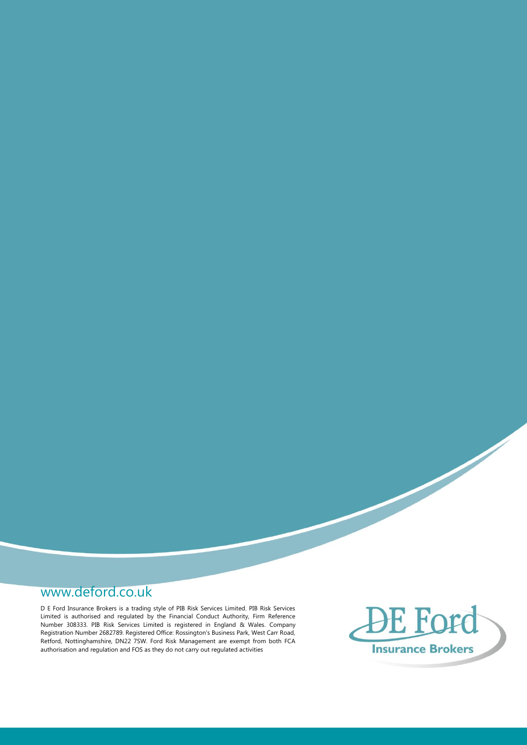www.deford.co.uk

D E Ford Insurance Brokers is a trading style of PIB Risk Services Limited. PIB Risk Services Limited is authorised and regulated by the Financial Conduct Authority, Firm Reference Number 308333. PIB Risk Services Limited is registered in England & Wales. Company Registration Number 2682789. Registered Office: Rossington's Business Park, West Carr Road, Retford, Nottinghamshire, DN22 7SW. Ford Risk Management are exempt from both FCA authorisation and regulation and FOS as they do not carry out regulated activities

DE Ford

Insurance Brokers